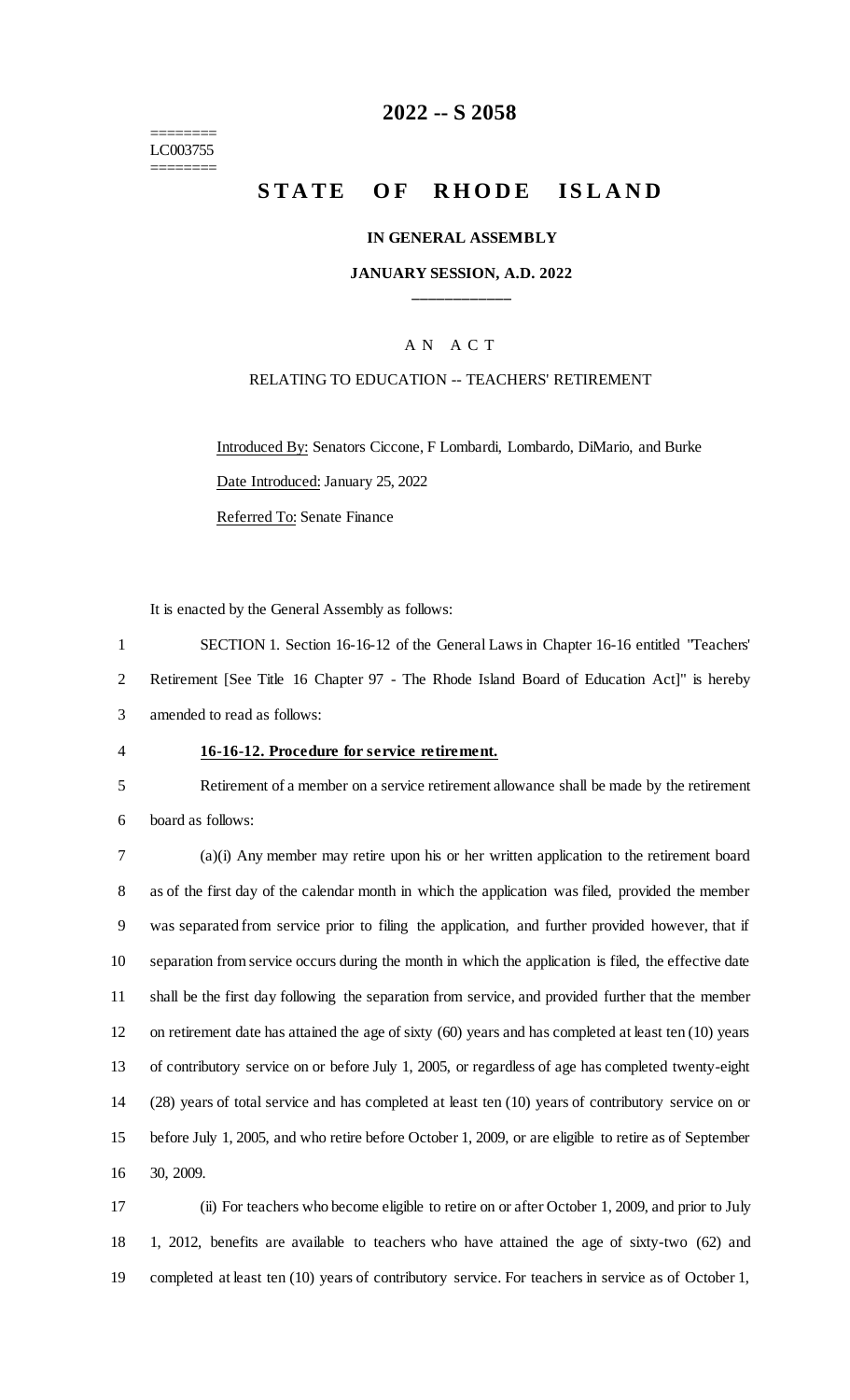========
LC003755
========

# 2022 -- S 2058

# STATE OF RHODE ISLAND

**IN GENERAL ASSEMBLY**

**JANUARY SESSION, A.D. 2022**

____________

A N A C T

RELATING TO EDUCATION -- TEACHERS' RETIREMENT

Introduced By: Senators Ciccone, F Lombardi, Lombardo, DiMario, and Burke

Date Introduced: January 25, 2022

Referred To: Senate Finance

It is enacted by the General Assembly as follows:

SECTION 1. Section 16-16-12 of the General Laws in Chapter 16-16 entitled "Teachers' Retirement [See Title 16 Chapter 97 - The Rhode Island Board of Education Act]" is hereby amended to read as follows:

**16-16-12. Procedure for service retirement.**

Retirement of a member on a service retirement allowance shall be made by the retirement board as follows:

(a)(i) Any member may retire upon his or her written application to the retirement board as of the first day of the calendar month in which the application was filed, provided the member was separated from service prior to filing the application, and further provided however, that if separation from service occurs during the month in which the application is filed, the effective date shall be the first day following the separation from service, and provided further that the member on retirement date has attained the age of sixty (60) years and has completed at least ten (10) years of contributory service on or before July 1, 2005, or regardless of age has completed twenty-eight (28) years of total service and has completed at least ten (10) years of contributory service on or before July 1, 2005, and who retire before October 1, 2009, or are eligible to retire as of September 30, 2009.

(ii) For teachers who become eligible to retire on or after October 1, 2009, and prior to July 1, 2012, benefits are available to teachers who have attained the age of sixty-two (62) and completed at least ten (10) years of contributory service. For teachers in service as of October 1,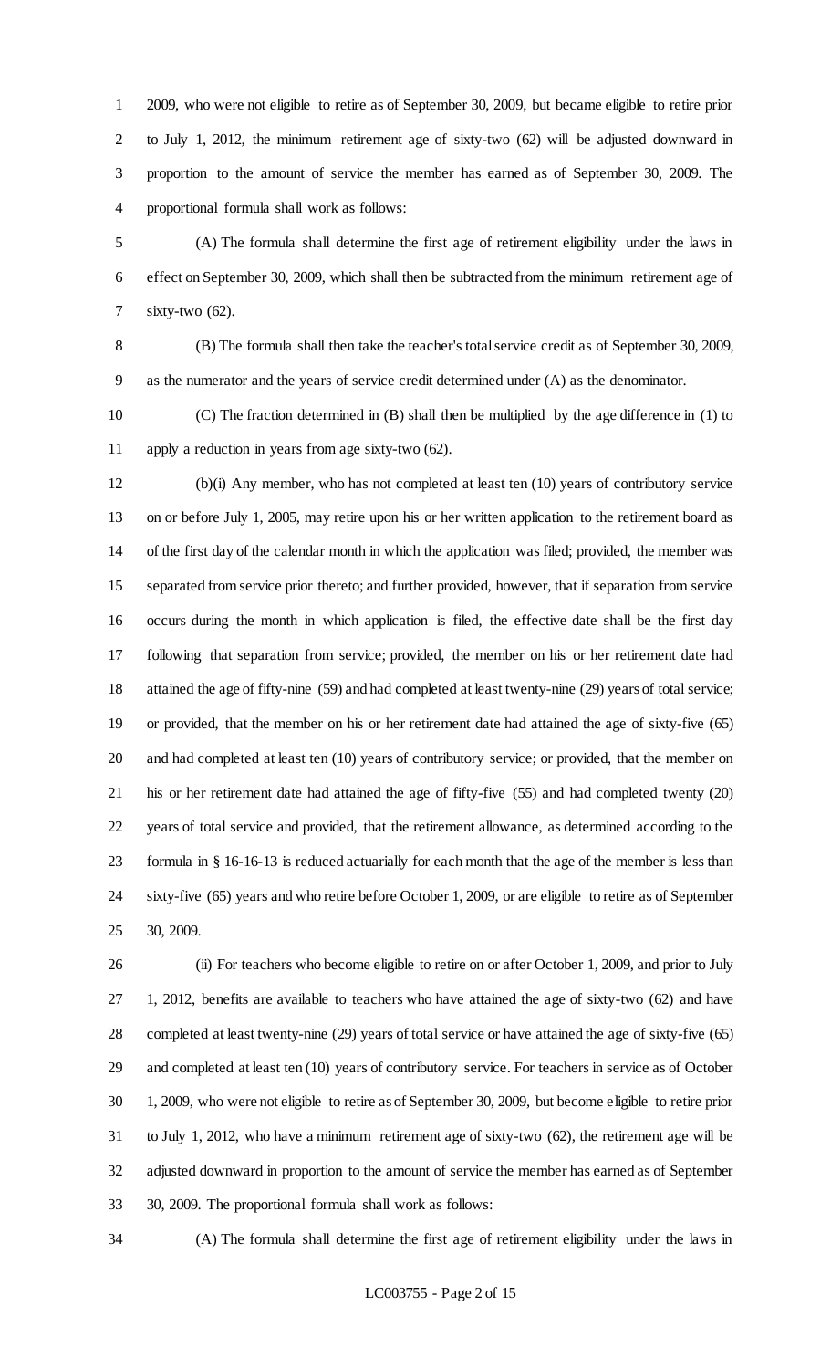2009, who were not eligible to retire as of September 30, 2009, but became eligible to retire prior to July 1, 2012, the minimum retirement age of sixty-two (62) will be adjusted downward in proportion to the amount of service the member has earned as of September 30, 2009. The proportional formula shall work as follows:

(A) The formula shall determine the first age of retirement eligibility under the laws in effect on September 30, 2009, which shall then be subtracted from the minimum retirement age of sixty-two (62).

(B) The formula shall then take the teacher's total service credit as of September 30, 2009, as the numerator and the years of service credit determined under (A) as the denominator.

(C) The fraction determined in (B) shall then be multiplied by the age difference in (1) to apply a reduction in years from age sixty-two (62).

(b)(i) Any member, who has not completed at least ten (10) years of contributory service on or before July 1, 2005, may retire upon his or her written application to the retirement board as of the first day of the calendar month in which the application was filed; provided, the member was separated from service prior thereto; and further provided, however, that if separation from service occurs during the month in which application is filed, the effective date shall be the first day following that separation from service; provided, the member on his or her retirement date had attained the age of fifty-nine (59) and had completed at least twenty-nine (29) years of total service; or provided, that the member on his or her retirement date had attained the age of sixty-five (65) and had completed at least ten (10) years of contributory service; or provided, that the member on his or her retirement date had attained the age of fifty-five (55) and had completed twenty (20) years of total service and provided, that the retirement allowance, as determined according to the formula in § 16-16-13 is reduced actuarially for each month that the age of the member is less than sixty-five (65) years and who retire before October 1, 2009, or are eligible to retire as of September 30, 2009.

(ii) For teachers who become eligible to retire on or after October 1, 2009, and prior to July 1, 2012, benefits are available to teachers who have attained the age of sixty-two (62) and have completed at least twenty-nine (29) years of total service or have attained the age of sixty-five (65) and completed at least ten (10) years of contributory service. For teachers in service as of October 1, 2009, who were not eligible to retire as of September 30, 2009, but become eligible to retire prior to July 1, 2012, who have a minimum retirement age of sixty-two (62), the retirement age will be adjusted downward in proportion to the amount of service the member has earned as of September 30, 2009. The proportional formula shall work as follows:

(A) The formula shall determine the first age of retirement eligibility under the laws in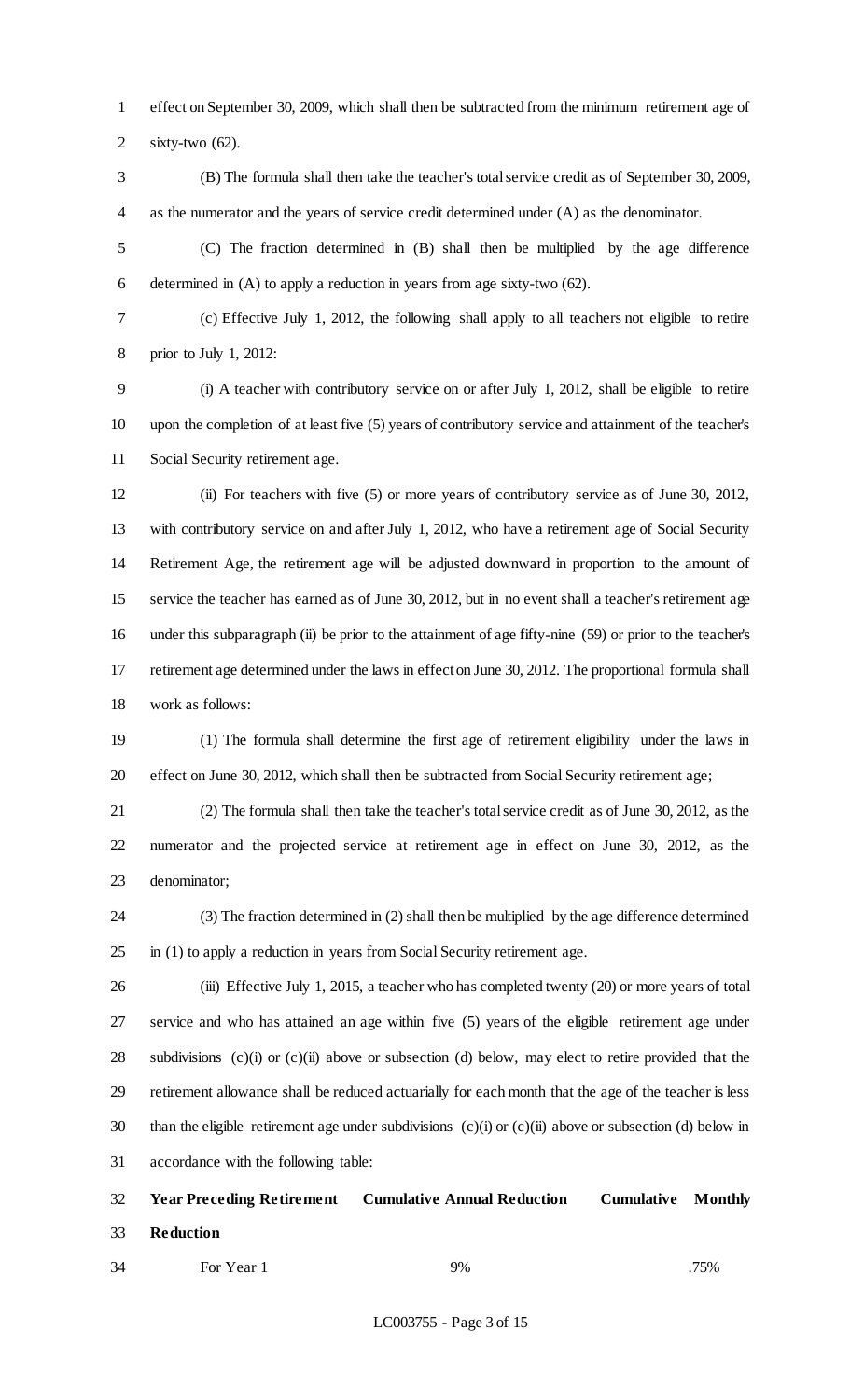effect on September 30, 2009, which shall then be subtracted from the minimum retirement age of sixty-two (62).

(B) The formula shall then take the teacher's total service credit as of September 30, 2009, as the numerator and the years of service credit determined under (A) as the denominator.

(C) The fraction determined in (B) shall then be multiplied by the age difference determined in (A) to apply a reduction in years from age sixty-two (62).

(c) Effective July 1, 2012, the following shall apply to all teachers not eligible to retire prior to July 1, 2012:

(i) A teacher with contributory service on or after July 1, 2012, shall be eligible to retire upon the completion of at least five (5) years of contributory service and attainment of the teacher's Social Security retirement age.

(ii) For teachers with five (5) or more years of contributory service as of June 30, 2012, with contributory service on and after July 1, 2012, who have a retirement age of Social Security Retirement Age, the retirement age will be adjusted downward in proportion to the amount of service the teacher has earned as of June 30, 2012, but in no event shall a teacher's retirement age under this subparagraph (ii) be prior to the attainment of age fifty-nine (59) or prior to the teacher's retirement age determined under the laws in effect on June 30, 2012. The proportional formula shall work as follows:

(1) The formula shall determine the first age of retirement eligibility under the laws in effect on June 30, 2012, which shall then be subtracted from Social Security retirement age;

(2) The formula shall then take the teacher's total service credit as of June 30, 2012, as the numerator and the projected service at retirement age in effect on June 30, 2012, as the denominator;

(3) The fraction determined in (2) shall then be multiplied by the age difference determined in (1) to apply a reduction in years from Social Security retirement age.

(iii) Effective July 1, 2015, a teacher who has completed twenty (20) or more years of total service and who has attained an age within five (5) years of the eligible retirement age under subdivisions (c)(i) or (c)(ii) above or subsection (d) below, may elect to retire provided that the retirement allowance shall be reduced actuarially for each month that the age of the teacher is less than the eligible retirement age under subdivisions (c)(i) or (c)(ii) above or subsection (d) below in accordance with the following table:

| **Year Preceding Retirement** | **Cumulative Annual Reduction** | **Cumulative Monthly Reduction** |
|---|---|---|
| For Year 1 | 9% | .75% |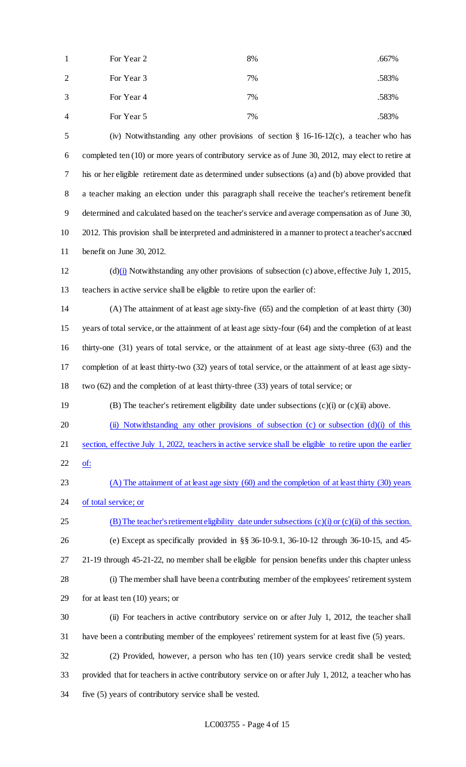| | | |
|---|---|---|
| For Year 2 | 8% | .667% |
| For Year 3 | 7% | .583% |
| For Year 4 | 7% | .583% |
| For Year 5 | 7% | .583% |

(iv) Notwithstanding any other provisions of section § 16-16-12(c), a teacher who has completed ten (10) or more years of contributory service as of June 30, 2012, may elect to retire at his or her eligible retirement date as determined under subsections (a) and (b) above provided that a teacher making an election under this paragraph shall receive the teacher's retirement benefit determined and calculated based on the teacher's service and average compensation as of June 30, 2012. This provision shall be interpreted and administered in a manner to protect a teacher's accrued benefit on June 30, 2012.

(d)<u>(i)</u> Notwithstanding any other provisions of subsection (c) above, effective July 1, 2015, teachers in active service shall be eligible to retire upon the earlier of:

(A) The attainment of at least age sixty-five (65) and the completion of at least thirty (30) years of total service, or the attainment of at least age sixty-four (64) and the completion of at least thirty-one (31) years of total service, or the attainment of at least age sixty-three (63) and the completion of at least thirty-two (32) years of total service, or the attainment of at least age sixty-two (62) and the completion of at least thirty-three (33) years of total service; or

(B) The teacher's retirement eligibility date under subsections (c)(i) or (c)(ii) above.

<u>(ii) Notwithstanding any other provisions of subsection (c) or subsection (d)(i) of this section, effective July 1, 2022, teachers in active service shall be eligible to retire upon the earlier of:</u>

<u>(A) The attainment of at least age sixty (60) and the completion of at least thirty (30) years of total service; or</u>

<u>(B) The teacher's retirement eligibility date under subsections (c)(i) or (c)(ii) of this section.</u>

(e) Except as specifically provided in §§ 36-10-9.1, 36-10-12 through 36-10-15, and 45-21-19 through 45-21-22, no member shall be eligible for pension benefits under this chapter unless

(i) The member shall have been a contributing member of the employees' retirement system for at least ten (10) years; or

(ii) For teachers in active contributory service on or after July 1, 2012, the teacher shall have been a contributing member of the employees' retirement system for at least five (5) years.

(2) Provided, however, a person who has ten (10) years service credit shall be vested; provided that for teachers in active contributory service on or after July 1, 2012, a teacher who has five (5) years of contributory service shall be vested.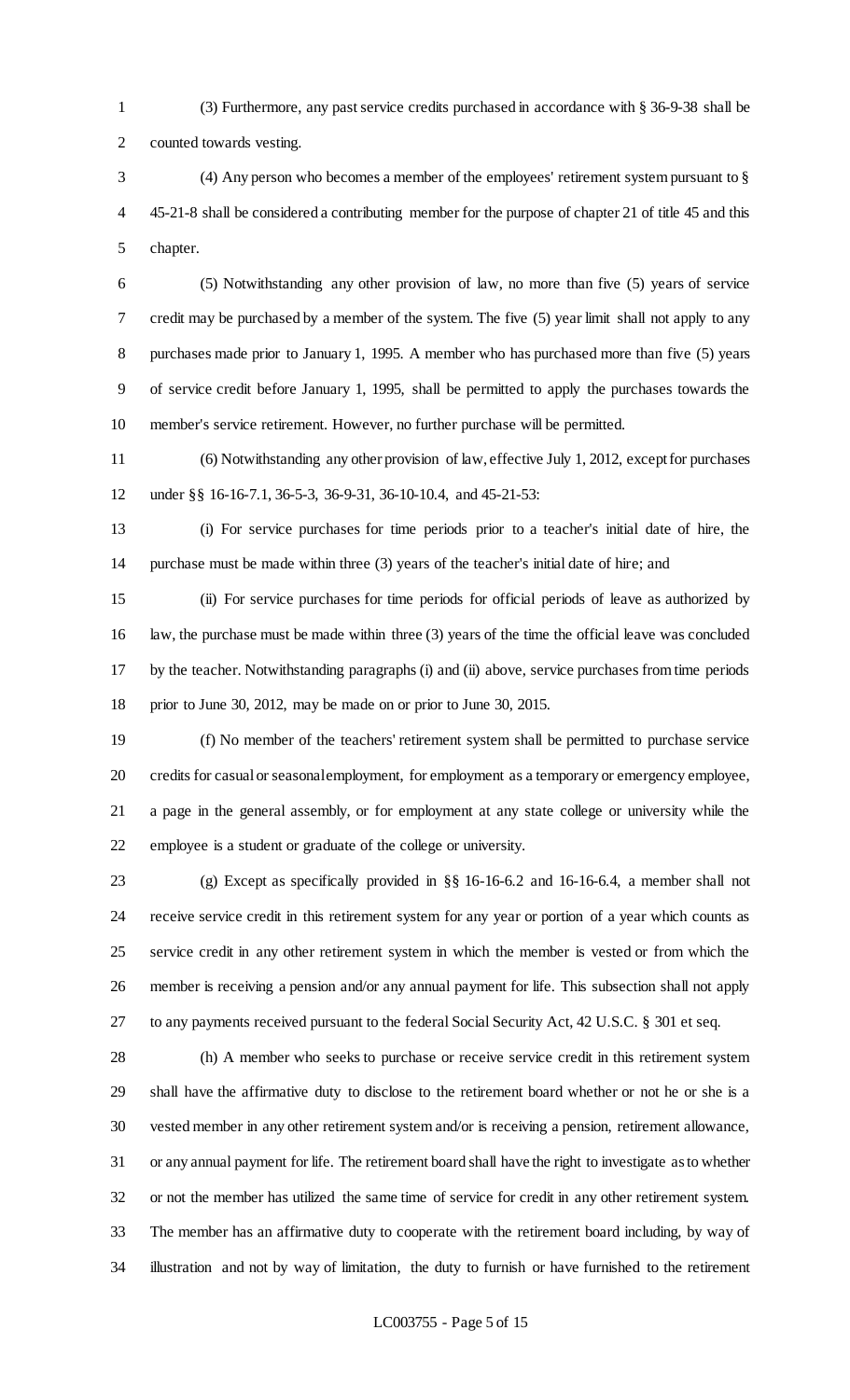(3) Furthermore, any past service credits purchased in accordance with § 36-9-38 shall be counted towards vesting.

(4) Any person who becomes a member of the employees' retirement system pursuant to § 45-21-8 shall be considered a contributing member for the purpose of chapter 21 of title 45 and this chapter.

(5) Notwithstanding any other provision of law, no more than five (5) years of service credit may be purchased by a member of the system. The five (5) year limit shall not apply to any purchases made prior to January 1, 1995. A member who has purchased more than five (5) years of service credit before January 1, 1995, shall be permitted to apply the purchases towards the member's service retirement. However, no further purchase will be permitted.

(6) Notwithstanding any other provision of law, effective July 1, 2012, except for purchases under §§ 16-16-7.1, 36-5-3, 36-9-31, 36-10-10.4, and 45-21-53:

(i) For service purchases for time periods prior to a teacher's initial date of hire, the purchase must be made within three (3) years of the teacher's initial date of hire; and

(ii) For service purchases for time periods for official periods of leave as authorized by law, the purchase must be made within three (3) years of the time the official leave was concluded by the teacher. Notwithstanding paragraphs (i) and (ii) above, service purchases from time periods prior to June 30, 2012, may be made on or prior to June 30, 2015.

(f) No member of the teachers' retirement system shall be permitted to purchase service credits for casual or seasonal employment, for employment as a temporary or emergency employee, a page in the general assembly, or for employment at any state college or university while the employee is a student or graduate of the college or university.

(g) Except as specifically provided in §§ 16-16-6.2 and 16-16-6.4, a member shall not receive service credit in this retirement system for any year or portion of a year which counts as service credit in any other retirement system in which the member is vested or from which the member is receiving a pension and/or any annual payment for life. This subsection shall not apply to any payments received pursuant to the federal Social Security Act, 42 U.S.C. § 301 et seq.

(h) A member who seeks to purchase or receive service credit in this retirement system shall have the affirmative duty to disclose to the retirement board whether or not he or she is a vested member in any other retirement system and/or is receiving a pension, retirement allowance, or any annual payment for life. The retirement board shall have the right to investigate as to whether or not the member has utilized the same time of service for credit in any other retirement system. The member has an affirmative duty to cooperate with the retirement board including, by way of illustration and not by way of limitation, the duty to furnish or have furnished to the retirement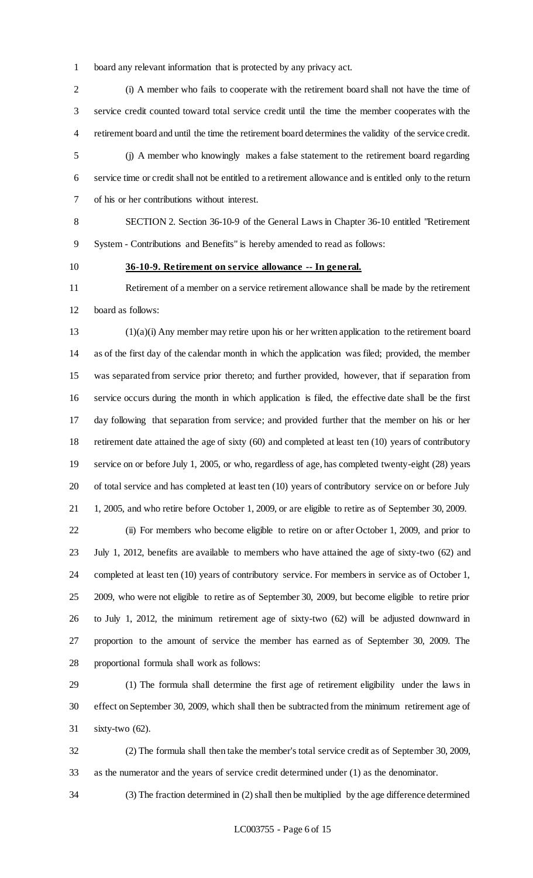board any relevant information that is protected by any privacy act.

(i) A member who fails to cooperate with the retirement board shall not have the time of service credit counted toward total service credit until the time the member cooperates with the retirement board and until the time the retirement board determines the validity of the service credit.

(j) A member who knowingly makes a false statement to the retirement board regarding service time or credit shall not be entitled to a retirement allowance and is entitled only to the return of his or her contributions without interest.

SECTION 2. Section 36-10-9 of the General Laws in Chapter 36-10 entitled "Retirement System - Contributions and Benefits" is hereby amended to read as follows:

**36-10-9. Retirement on service allowance -- In general.**

Retirement of a member on a service retirement allowance shall be made by the retirement board as follows:

(1)(a)(i) Any member may retire upon his or her written application to the retirement board as of the first day of the calendar month in which the application was filed; provided, the member was separated from service prior thereto; and further provided, however, that if separation from service occurs during the month in which application is filed, the effective date shall be the first day following that separation from service; and provided further that the member on his or her retirement date attained the age of sixty (60) and completed at least ten (10) years of contributory service on or before July 1, 2005, or who, regardless of age, has completed twenty-eight (28) years of total service and has completed at least ten (10) years of contributory service on or before July 1, 2005, and who retire before October 1, 2009, or are eligible to retire as of September 30, 2009.

(ii) For members who become eligible to retire on or after October 1, 2009, and prior to July 1, 2012, benefits are available to members who have attained the age of sixty-two (62) and completed at least ten (10) years of contributory service. For members in service as of October 1, 2009, who were not eligible to retire as of September 30, 2009, but become eligible to retire prior to July 1, 2012, the minimum retirement age of sixty-two (62) will be adjusted downward in proportion to the amount of service the member has earned as of September 30, 2009. The proportional formula shall work as follows:

(1) The formula shall determine the first age of retirement eligibility under the laws in effect on September 30, 2009, which shall then be subtracted from the minimum retirement age of sixty-two (62).

(2) The formula shall then take the member's total service credit as of September 30, 2009, as the numerator and the years of service credit determined under (1) as the denominator.

(3) The fraction determined in (2) shall then be multiplied by the age difference determined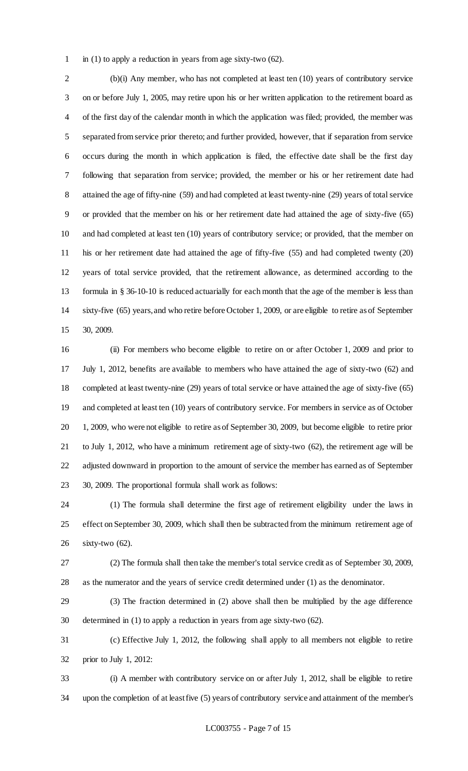in (1) to apply a reduction in years from age sixty-two (62).

(b)(i) Any member, who has not completed at least ten (10) years of contributory service on or before July 1, 2005, may retire upon his or her written application to the retirement board as of the first day of the calendar month in which the application was filed; provided, the member was separated from service prior thereto; and further provided, however, that if separation from service occurs during the month in which application is filed, the effective date shall be the first day following that separation from service; provided, the member or his or her retirement date had attained the age of fifty-nine (59) and had completed at least twenty-nine (29) years of total service or provided that the member on his or her retirement date had attained the age of sixty-five (65) and had completed at least ten (10) years of contributory service; or provided, that the member on his or her retirement date had attained the age of fifty-five (55) and had completed twenty (20) years of total service provided, that the retirement allowance, as determined according to the formula in § 36-10-10 is reduced actuarially for each month that the age of the member is less than sixty-five (65) years, and who retire before October 1, 2009, or are eligible to retire as of September 30, 2009.

(ii) For members who become eligible to retire on or after October 1, 2009 and prior to July 1, 2012, benefits are available to members who have attained the age of sixty-two (62) and completed at least twenty-nine (29) years of total service or have attained the age of sixty-five (65) and completed at least ten (10) years of contributory service. For members in service as of October 1, 2009, who were not eligible to retire as of September 30, 2009, but become eligible to retire prior to July 1, 2012, who have a minimum retirement age of sixty-two (62), the retirement age will be adjusted downward in proportion to the amount of service the member has earned as of September 30, 2009. The proportional formula shall work as follows:

(1) The formula shall determine the first age of retirement eligibility under the laws in effect on September 30, 2009, which shall then be subtracted from the minimum retirement age of sixty-two (62).

(2) The formula shall then take the member's total service credit as of September 30, 2009, as the numerator and the years of service credit determined under (1) as the denominator.

(3) The fraction determined in (2) above shall then be multiplied by the age difference determined in (1) to apply a reduction in years from age sixty-two (62).

(c) Effective July 1, 2012, the following shall apply to all members not eligible to retire prior to July 1, 2012:

(i) A member with contributory service on or after July 1, 2012, shall be eligible to retire upon the completion of at least five (5) years of contributory service and attainment of the member's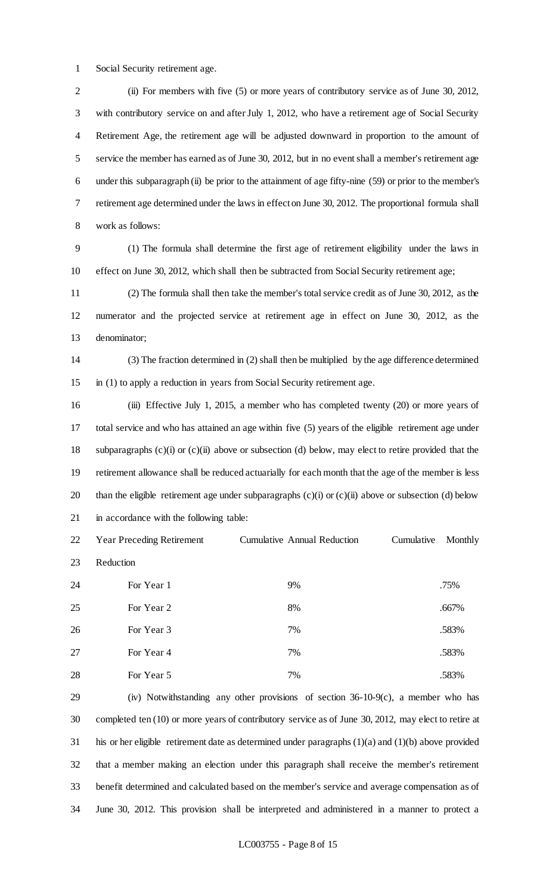Social Security retirement age.

(ii) For members with five (5) or more years of contributory service as of June 30, 2012, with contributory service on and after July 1, 2012, who have a retirement age of Social Security Retirement Age, the retirement age will be adjusted downward in proportion to the amount of service the member has earned as of June 30, 2012, but in no event shall a member's retirement age under this subparagraph (ii) be prior to the attainment of age fifty-nine (59) or prior to the member's retirement age determined under the laws in effect on June 30, 2012. The proportional formula shall work as follows:

(1) The formula shall determine the first age of retirement eligibility under the laws in effect on June 30, 2012, which shall then be subtracted from Social Security retirement age;

(2) The formula shall then take the member's total service credit as of June 30, 2012, as the numerator and the projected service at retirement age in effect on June 30, 2012, as the denominator;

(3) The fraction determined in (2) shall then be multiplied by the age difference determined in (1) to apply a reduction in years from Social Security retirement age.

(iii) Effective July 1, 2015, a member who has completed twenty (20) or more years of total service and who has attained an age within five (5) years of the eligible retirement age under subparagraphs (c)(i) or (c)(ii) above or subsection (d) below, may elect to retire provided that the retirement allowance shall be reduced actuarially for each month that the age of the member is less than the eligible retirement age under subparagraphs (c)(i) or (c)(ii) above or subsection (d) below in accordance with the following table:

| Year Preceding Retirement | Cumulative Annual Reduction | Cumulative Monthly Reduction |
| --- | --- | --- |
| For Year 1 | 9% | .75% |
| For Year 2 | 8% | .667% |
| For Year 3 | 7% | .583% |
| For Year 4 | 7% | .583% |
| For Year 5 | 7% | .583% |

(iv) Notwithstanding any other provisions of section 36-10-9(c), a member who has completed ten (10) or more years of contributory service as of June 30, 2012, may elect to retire at his or her eligible retirement date as determined under paragraphs (1)(a) and (1)(b) above provided that a member making an election under this paragraph shall receive the member's retirement benefit determined and calculated based on the member's service and average compensation as of June 30, 2012. This provision shall be interpreted and administered in a manner to protect a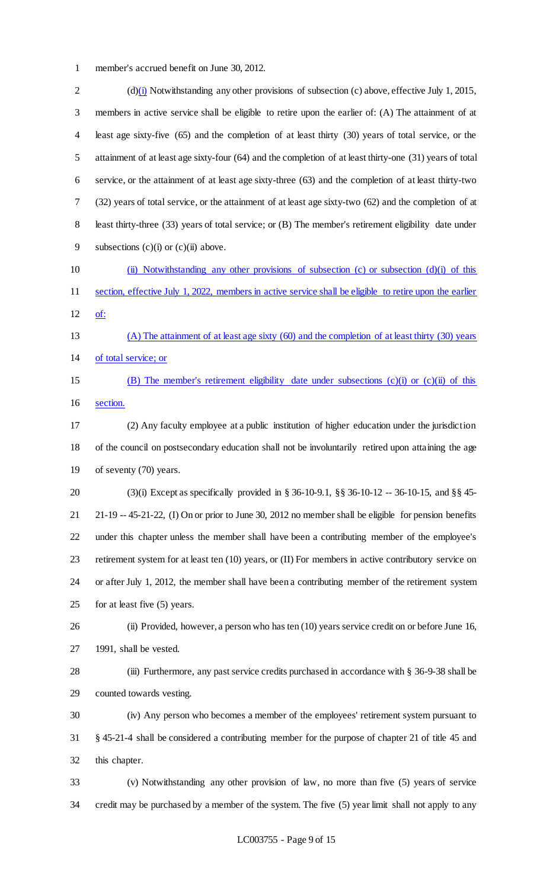member's accrued benefit on June 30, 2012.

(d)<u>(i)</u> Notwithstanding any other provisions of subsection (c) above, effective July 1, 2015, members in active service shall be eligible to retire upon the earlier of: (A) The attainment of at least age sixty-five (65) and the completion of at least thirty (30) years of total service, or the attainment of at least age sixty-four (64) and the completion of at least thirty-one (31) years of total service, or the attainment of at least age sixty-three (63) and the completion of at least thirty-two (32) years of total service, or the attainment of at least age sixty-two (62) and the completion of at least thirty-three (33) years of total service; or (B) The member's retirement eligibility date under subsections (c)(i) or (c)(ii) above.

<u>(ii) Notwithstanding any other provisions of subsection (c) or subsection (d)(i) of this section, effective July 1, 2022, members in active service shall be eligible to retire upon the earlier of:</u>

<u>(A) The attainment of at least age sixty (60) and the completion of at least thirty (30) years of total service; or</u>

<u>(B) The member's retirement eligibility date under subsections (c)(i) or (c)(ii) of this section.</u>

(2) Any faculty employee at a public institution of higher education under the jurisdiction of the council on postsecondary education shall not be involuntarily retired upon attaining the age of seventy (70) years.

(3)(i) Except as specifically provided in § 36-10-9.1, §§ 36-10-12 -- 36-10-15, and §§ 45-21-19 -- 45-21-22, (I) On or prior to June 30, 2012 no member shall be eligible for pension benefits under this chapter unless the member shall have been a contributing member of the employee's retirement system for at least ten (10) years, or (II) For members in active contributory service on or after July 1, 2012, the member shall have been a contributing member of the retirement system for at least five (5) years.

(ii) Provided, however, a person who has ten (10) years service credit on or before June 16, 1991, shall be vested.

(iii) Furthermore, any past service credits purchased in accordance with § 36-9-38 shall be counted towards vesting.

(iv) Any person who becomes a member of the employees' retirement system pursuant to § 45-21-4 shall be considered a contributing member for the purpose of chapter 21 of title 45 and this chapter.

(v) Notwithstanding any other provision of law, no more than five (5) years of service credit may be purchased by a member of the system. The five (5) year limit shall not apply to any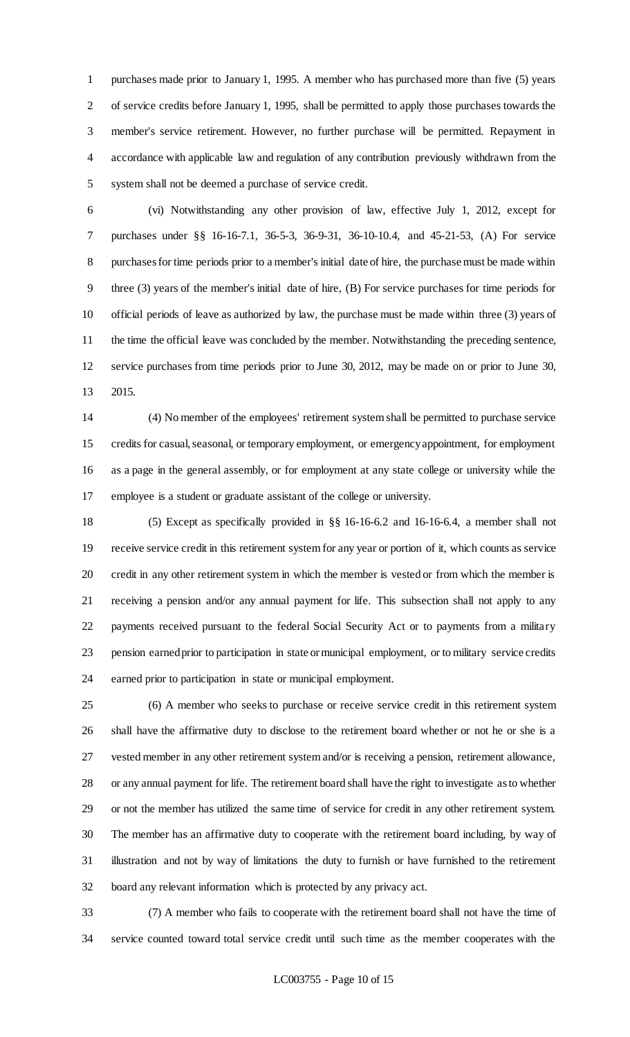purchases made prior to January 1, 1995. A member who has purchased more than five (5) years of service credits before January 1, 1995, shall be permitted to apply those purchases towards the member's service retirement. However, no further purchase will be permitted. Repayment in accordance with applicable law and regulation of any contribution previously withdrawn from the system shall not be deemed a purchase of service credit.

(vi) Notwithstanding any other provision of law, effective July 1, 2012, except for purchases under §§ 16-16-7.1, 36-5-3, 36-9-31, 36-10-10.4, and 45-21-53, (A) For service purchases for time periods prior to a member's initial date of hire, the purchase must be made within three (3) years of the member's initial date of hire, (B) For service purchases for time periods for official periods of leave as authorized by law, the purchase must be made within three (3) years of the time the official leave was concluded by the member. Notwithstanding the preceding sentence, service purchases from time periods prior to June 30, 2012, may be made on or prior to June 30, 2015.

(4) No member of the employees' retirement system shall be permitted to purchase service credits for casual, seasonal, or temporary employment, or emergency appointment, for employment as a page in the general assembly, or for employment at any state college or university while the employee is a student or graduate assistant of the college or university.

(5) Except as specifically provided in §§ 16-16-6.2 and 16-16-6.4, a member shall not receive service credit in this retirement system for any year or portion of it, which counts as service credit in any other retirement system in which the member is vested or from which the member is receiving a pension and/or any annual payment for life. This subsection shall not apply to any payments received pursuant to the federal Social Security Act or to payments from a military pension earned prior to participation in state or municipal employment, or to military service credits earned prior to participation in state or municipal employment.

(6) A member who seeks to purchase or receive service credit in this retirement system shall have the affirmative duty to disclose to the retirement board whether or not he or she is a vested member in any other retirement system and/or is receiving a pension, retirement allowance, or any annual payment for life. The retirement board shall have the right to investigate as to whether or not the member has utilized the same time of service for credit in any other retirement system. The member has an affirmative duty to cooperate with the retirement board including, by way of illustration and not by way of limitations the duty to furnish or have furnished to the retirement board any relevant information which is protected by any privacy act.

(7) A member who fails to cooperate with the retirement board shall not have the time of service counted toward total service credit until such time as the member cooperates with the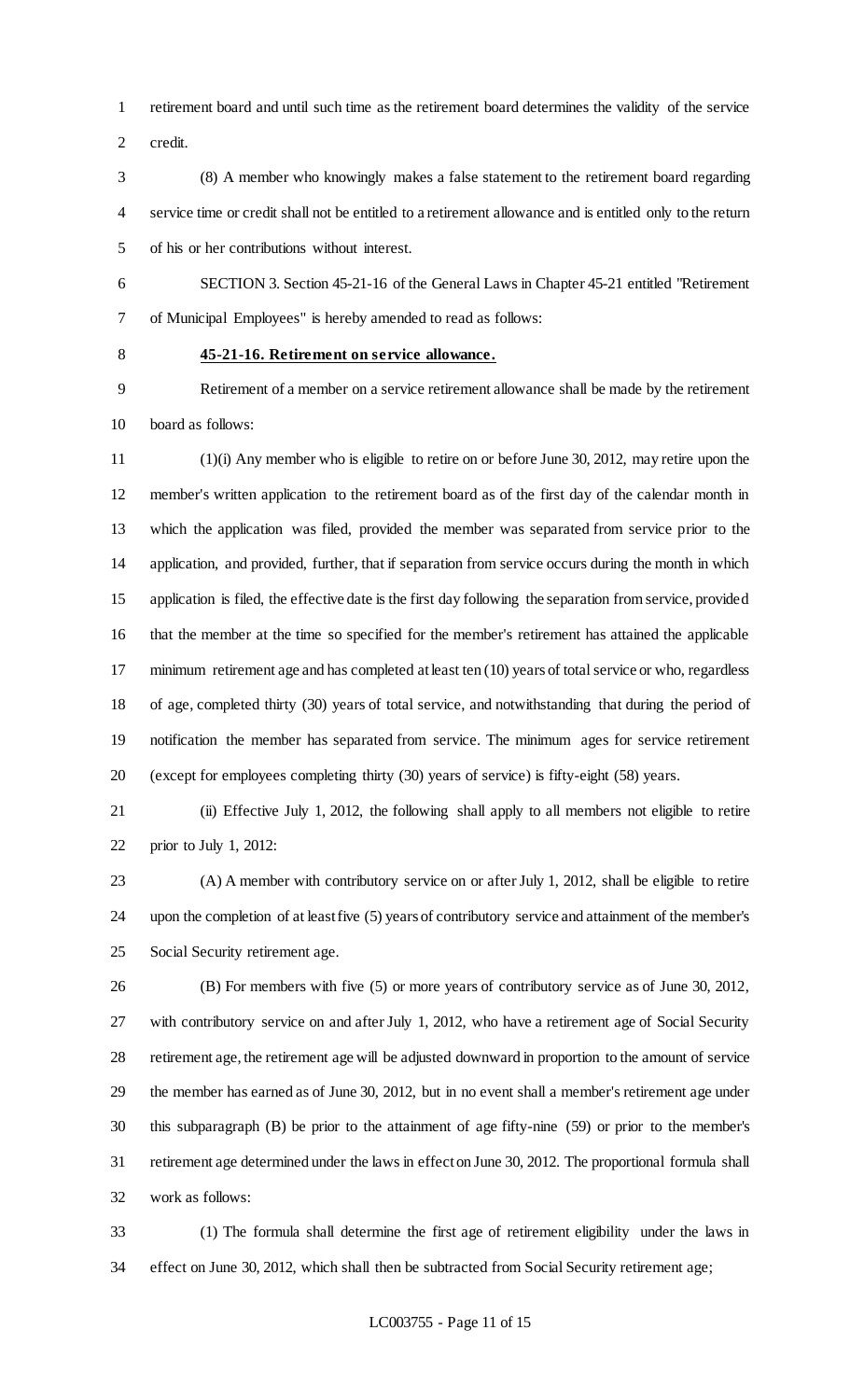retirement board and until such time as the retirement board determines the validity of the service credit.

(8) A member who knowingly makes a false statement to the retirement board regarding service time or credit shall not be entitled to a retirement allowance and is entitled only to the return of his or her contributions without interest.

SECTION 3. Section 45-21-16 of the General Laws in Chapter 45-21 entitled "Retirement of Municipal Employees" is hereby amended to read as follows:

**45-21-16. Retirement on service allowance.**

Retirement of a member on a service retirement allowance shall be made by the retirement board as follows:

(1)(i) Any member who is eligible to retire on or before June 30, 2012, may retire upon the member's written application to the retirement board as of the first day of the calendar month in which the application was filed, provided the member was separated from service prior to the application, and provided, further, that if separation from service occurs during the month in which application is filed, the effective date is the first day following the separation from service, provided that the member at the time so specified for the member's retirement has attained the applicable minimum retirement age and has completed at least ten (10) years of total service or who, regardless of age, completed thirty (30) years of total service, and notwithstanding that during the period of notification the member has separated from service. The minimum ages for service retirement (except for employees completing thirty (30) years of service) is fifty-eight (58) years.

(ii) Effective July 1, 2012, the following shall apply to all members not eligible to retire prior to July 1, 2012:

(A) A member with contributory service on or after July 1, 2012, shall be eligible to retire upon the completion of at least five (5) years of contributory service and attainment of the member's Social Security retirement age.

(B) For members with five (5) or more years of contributory service as of June 30, 2012, with contributory service on and after July 1, 2012, who have a retirement age of Social Security retirement age, the retirement age will be adjusted downward in proportion to the amount of service the member has earned as of June 30, 2012, but in no event shall a member's retirement age under this subparagraph (B) be prior to the attainment of age fifty-nine (59) or prior to the member's retirement age determined under the laws in effect on June 30, 2012. The proportional formula shall work as follows:

(1) The formula shall determine the first age of retirement eligibility under the laws in effect on June 30, 2012, which shall then be subtracted from Social Security retirement age;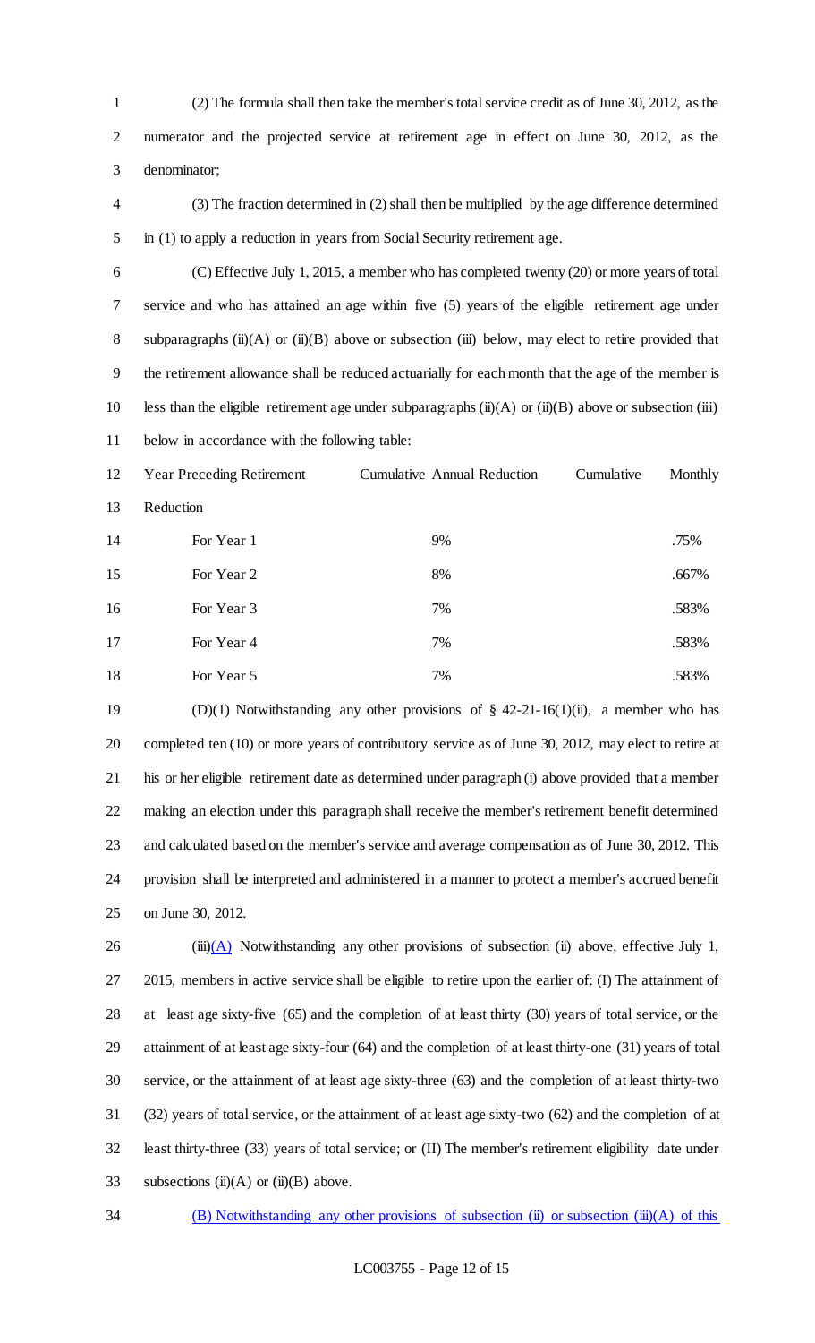(2) The formula shall then take the member's total service credit as of June 30, 2012, as the numerator and the projected service at retirement age in effect on June 30, 2012, as the denominator;

(3) The fraction determined in (2) shall then be multiplied by the age difference determined in (1) to apply a reduction in years from Social Security retirement age.

(C) Effective July 1, 2015, a member who has completed twenty (20) or more years of total service and who has attained an age within five (5) years of the eligible retirement age under subparagraphs (ii)(A) or (ii)(B) above or subsection (iii) below, may elect to retire provided that the retirement allowance shall be reduced actuarially for each month that the age of the member is less than the eligible retirement age under subparagraphs (ii)(A) or (ii)(B) above or subsection (iii) below in accordance with the following table:

| Year Preceding Retirement | Cumulative Annual Reduction | Cumulative Monthly Reduction |
|---|---|---|
| For Year 1 | 9% | .75% |
| For Year 2 | 8% | .667% |
| For Year 3 | 7% | .583% |
| For Year 4 | 7% | .583% |
| For Year 5 | 7% | .583% |

(D)(1) Notwithstanding any other provisions of § 42-21-16(1)(ii), a member who has completed ten (10) or more years of contributory service as of June 30, 2012, may elect to retire at his or her eligible retirement date as determined under paragraph (i) above provided that a member making an election under this paragraph shall receive the member's retirement benefit determined and calculated based on the member's service and average compensation as of June 30, 2012. This provision shall be interpreted and administered in a manner to protect a member's accrued benefit on June 30, 2012.

(iii)(A) Notwithstanding any other provisions of subsection (ii) above, effective July 1, 2015, members in active service shall be eligible to retire upon the earlier of: (I) The attainment of at least age sixty-five (65) and the completion of at least thirty (30) years of total service, or the attainment of at least age sixty-four (64) and the completion of at least thirty-one (31) years of total service, or the attainment of at least age sixty-three (63) and the completion of at least thirty-two (32) years of total service, or the attainment of at least age sixty-two (62) and the completion of at least thirty-three (33) years of total service; or (II) The member's retirement eligibility date under subsections (ii)(A) or (ii)(B) above.

(B) Notwithstanding any other provisions of subsection (ii) or subsection (iii)(A) of this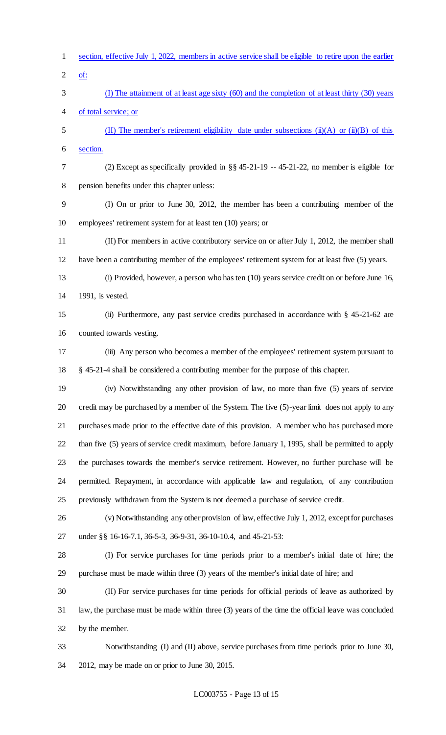section, effective July 1, 2022, members in active service shall be eligible to retire upon the earlier of:

(I) The attainment of at least age sixty (60) and the completion of at least thirty (30) years of total service; or

(II) The member's retirement eligibility date under subsections (ii)(A) or (ii)(B) of this section.

(2) Except as specifically provided in §§ 45-21-19 -- 45-21-22, no member is eligible for pension benefits under this chapter unless:

(I) On or prior to June 30, 2012, the member has been a contributing member of the employees' retirement system for at least ten (10) years; or

(II) For members in active contributory service on or after July 1, 2012, the member shall have been a contributing member of the employees' retirement system for at least five (5) years.

(i) Provided, however, a person who has ten (10) years service credit on or before June 16, 1991, is vested.

(ii) Furthermore, any past service credits purchased in accordance with § 45-21-62 are counted towards vesting.

(iii) Any person who becomes a member of the employees' retirement system pursuant to § 45-21-4 shall be considered a contributing member for the purpose of this chapter.

(iv) Notwithstanding any other provision of law, no more than five (5) years of service credit may be purchased by a member of the System. The five (5)-year limit does not apply to any purchases made prior to the effective date of this provision. A member who has purchased more than five (5) years of service credit maximum, before January 1, 1995, shall be permitted to apply the purchases towards the member's service retirement. However, no further purchase will be permitted. Repayment, in accordance with applicable law and regulation, of any contribution previously withdrawn from the System is not deemed a purchase of service credit.

(v) Notwithstanding any other provision of law, effective July 1, 2012, except for purchases under §§ 16-16-7.1, 36-5-3, 36-9-31, 36-10-10.4, and 45-21-53:

(I) For service purchases for time periods prior to a member's initial date of hire; the purchase must be made within three (3) years of the member's initial date of hire; and

(II) For service purchases for time periods for official periods of leave as authorized by law, the purchase must be made within three (3) years of the time the official leave was concluded by the member.

Notwithstanding (I) and (II) above, service purchases from time periods prior to June 30, 2012, may be made on or prior to June 30, 2015.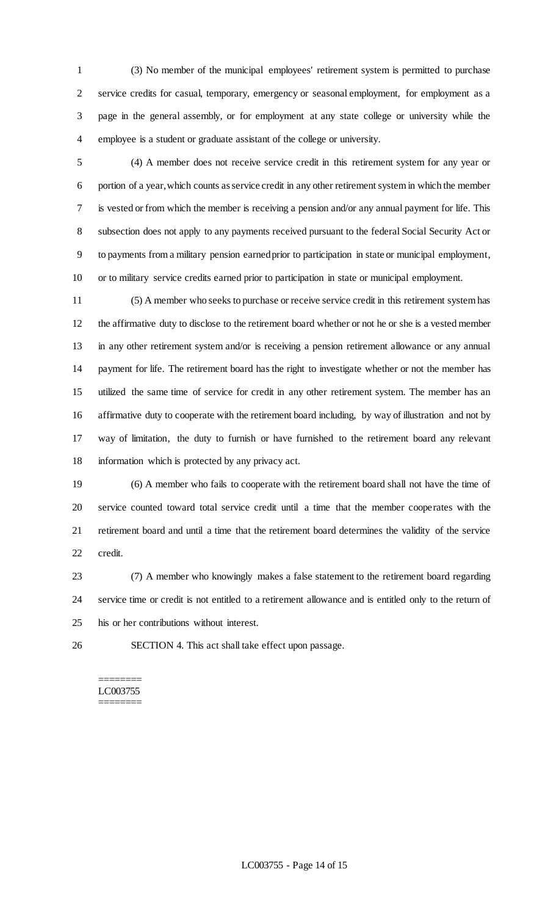(3) No member of the municipal employees' retirement system is permitted to purchase service credits for casual, temporary, emergency or seasonal employment, for employment as a page in the general assembly, or for employment at any state college or university while the employee is a student or graduate assistant of the college or university.

(4) A member does not receive service credit in this retirement system for any year or portion of a year, which counts as service credit in any other retirement system in which the member is vested or from which the member is receiving a pension and/or any annual payment for life. This subsection does not apply to any payments received pursuant to the federal Social Security Act or to payments from a military pension earned prior to participation in state or municipal employment, or to military service credits earned prior to participation in state or municipal employment.

(5) A member who seeks to purchase or receive service credit in this retirement system has the affirmative duty to disclose to the retirement board whether or not he or she is a vested member in any other retirement system and/or is receiving a pension retirement allowance or any annual payment for life. The retirement board has the right to investigate whether or not the member has utilized the same time of service for credit in any other retirement system. The member has an affirmative duty to cooperate with the retirement board including, by way of illustration and not by way of limitation, the duty to furnish or have furnished to the retirement board any relevant information which is protected by any privacy act.

(6) A member who fails to cooperate with the retirement board shall not have the time of service counted toward total service credit until a time that the member cooperates with the retirement board and until a time that the retirement board determines the validity of the service credit.

(7) A member who knowingly makes a false statement to the retirement board regarding service time or credit is not entitled to a retirement allowance and is entitled only to the return of his or her contributions without interest.

SECTION 4. This act shall take effect upon passage.

========
LC003755
========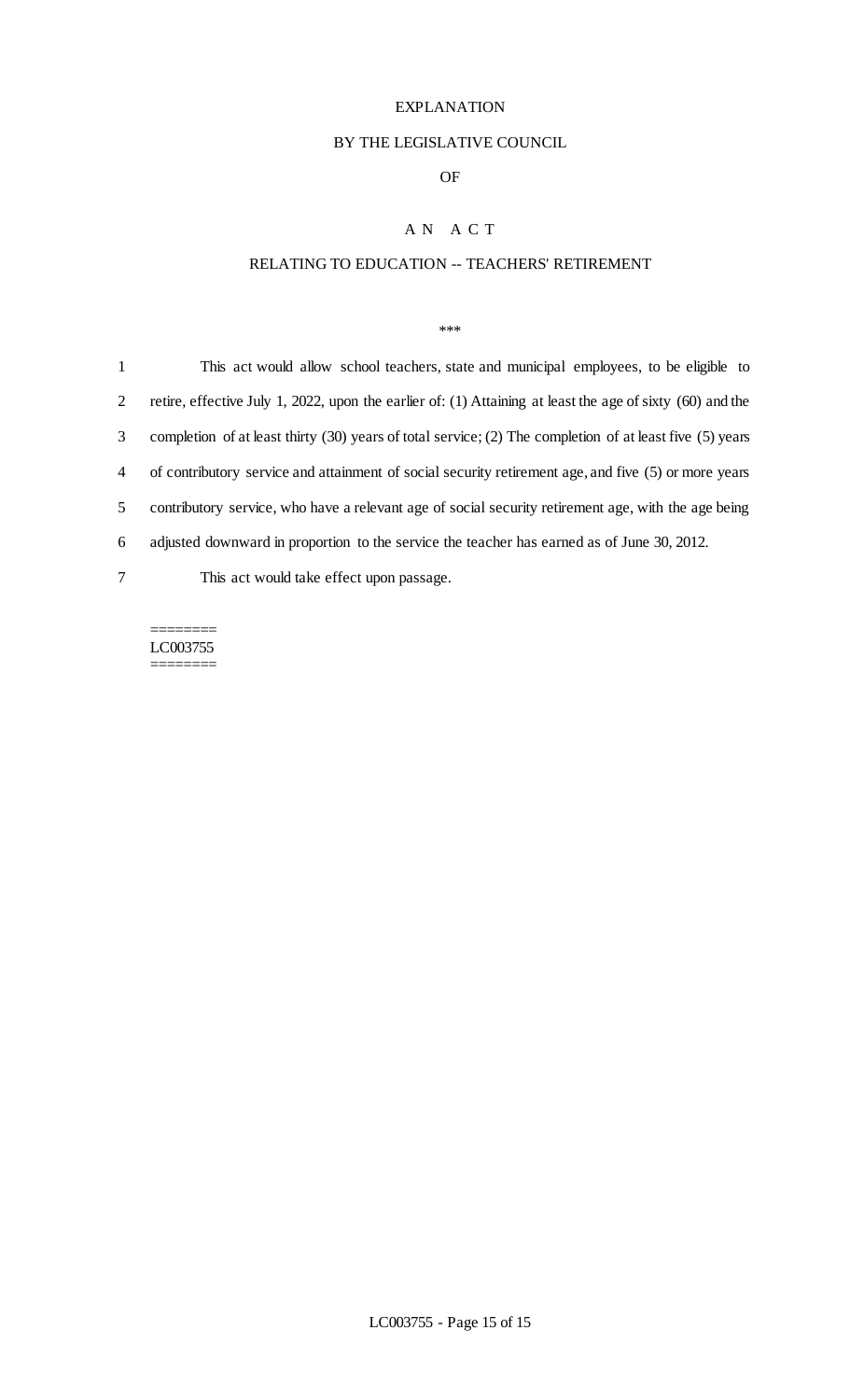EXPLANATION

BY THE LEGISLATIVE COUNCIL

OF

A N A C T

RELATING TO EDUCATION -- TEACHERS' RETIREMENT

\*\*\*

This act would allow school teachers, state and municipal employees, to be eligible to retire, effective July 1, 2022, upon the earlier of: (1) Attaining at least the age of sixty (60) and the completion of at least thirty (30) years of total service; (2) The completion of at least five (5) years of contributory service and attainment of social security retirement age, and five (5) or more years contributory service, who have a relevant age of social security retirement age, with the age being adjusted downward in proportion to the service the teacher has earned as of June 30, 2012.

This act would take effect upon passage.

========
LC003755
========